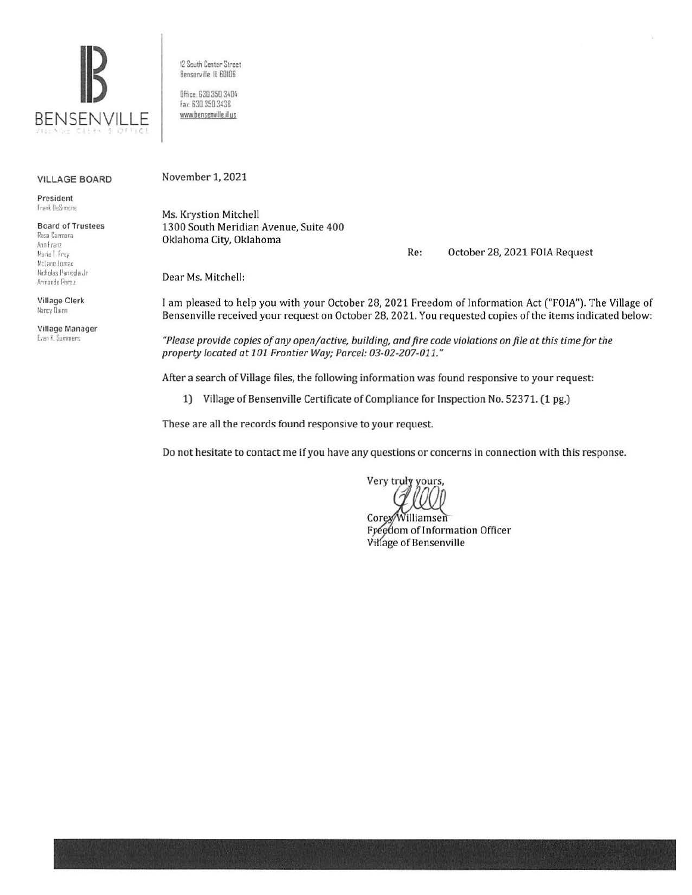BENSENVILLE

VILLAGE CLERK'S OFFICE

12 South Center Street
Bensenville IL 60106

Office: 630.350.3404
Fax: 630.350.3438
www.bensenville.il.us

**VILLAGE BOARD**

**President**
Frank DeSimone

**Board of Trustees**
Rosa Carmona
Ann Franz
Marie T. Frey
McLane Lomax
Nicholas Panicola Jr.
Armando Perez

**Village Clerk**
Nancy Quinn

**Village Manager**
Evan K. Summers

November 1, 2021

Ms. Krystion Mitchell
1300 South Meridian Avenue, Suite 400
Oklahoma City, Oklahoma

Re: October 28, 2021 FOIA Request

Dear Ms. Mitchell:

I am pleased to help you with your October 28, 2021 Freedom of Information Act ("FOIA"). The Village of Bensenville received your request on October 28, 2021. You requested copies of the items indicated below:

*"Please provide copies of any open/active, building, and fire code violations on file at this time for the property located at 101 Frontier Way; Parcel: 03-02-207-011."*

After a search of Village files, the following information was found responsive to your request:

1) Village of Bensenville Certificate of Compliance for Inspection No. 52371. (1 pg.)

These are all the records found responsive to your request.

Do not hesitate to contact me if you have any questions or concerns in connection with this response.

Very truly yours,

Corey Williamsen
Freedom of Information Officer
Village of Bensenville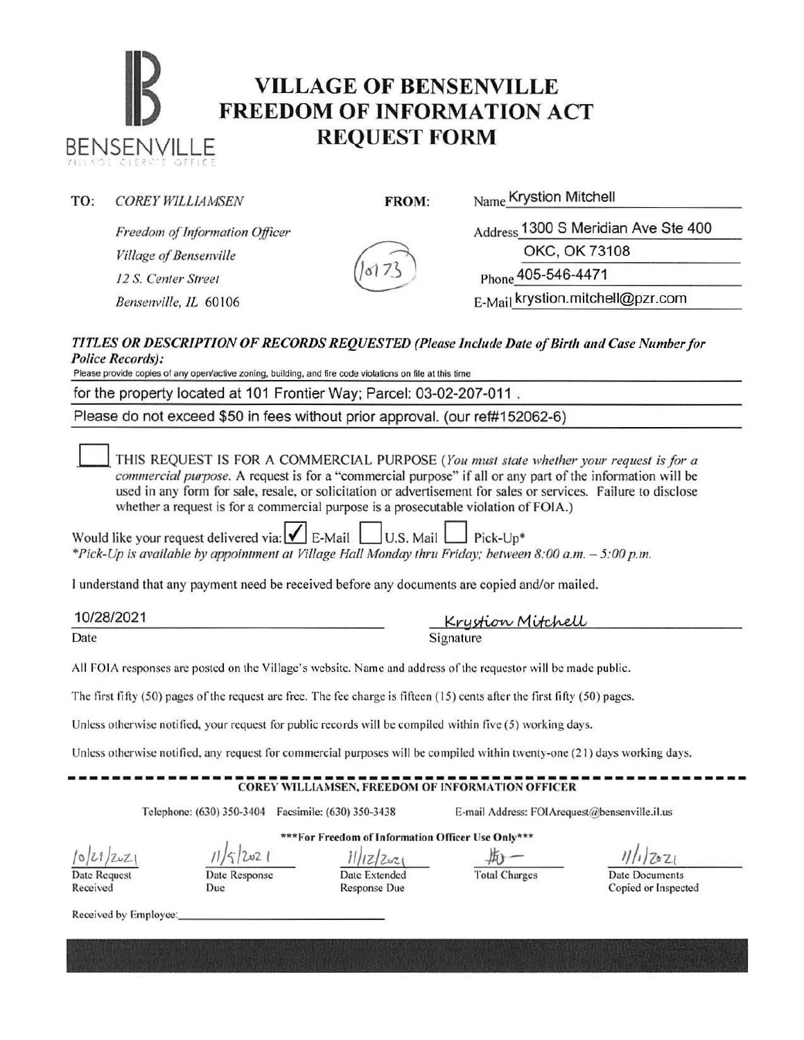BENSENVILLE
VILLAGE CLERK'S OFFICE

# VILLAGE OF BENSENVILLE FREEDOM OF INFORMATION ACT REQUEST FORM

**TO:** *COREY WILLIAMSEN*
*Freedom of Information Officer*
*Village of Bensenville*
*12 S. Center Street*
*Bensenville, IL 60106*

10173

**FROM:**
Name Krystion Mitchell
Address 1300 S Meridian Ave Ste 400
OKC, OK 73108
Phone 405-546-4471
E-Mail krystion.mitchell@pzr.com

***TITLES OR DESCRIPTION OF RECORDS REQUESTED (Please Include Date of Birth and Case Number for Police Records):***

Please provide copies of any open/active zoning, building, and fire code violations on file at this time
for the property located at 101 Frontier Way; Parcel: 03-02-207-011 .
Please do not exceed $50 in fees without prior approval. (our ref#152062-6)

☐ THIS REQUEST IS FOR A COMMERCIAL PURPOSE (*You must state whether your request is for a commercial purpose.* A request is for a "commercial purpose" if all or any part of the information will be used in any form for sale, resale, or solicitation or advertisement for sales or services. Failure to disclose whether a request is for a commercial purpose is a prosecutable violation of FOIA.)

Would like your request delivered via: ☑ E-Mail ☐ U.S. Mail ☐ Pick-Up*
*\*Pick-Up is available by appointment at Village Hall Monday thru Friday; between 8:00 a.m. – 5:00 p.m.*

I understand that any payment need be received before any documents are copied and/or mailed.

Date: 10/28/2021

Signature: Krystion Mitchell

All FOIA responses are posted on the Village's website. Name and address of the requestor will be made public.

The first fifty (50) pages of the request are free. The fee charge is fifteen (15) cents after the first fifty (50) pages.

Unless otherwise notified, your request for public records will be compiled within five (5) working days.

Unless otherwise notified, any request for commercial purposes will be compiled within twenty-one (21) days working days.

**COREY WILLIAMSEN, FREEDOM OF INFORMATION OFFICER**

Telephone: (630) 350-3404 Facsimile: (630) 350-3438 E-mail Address: FOIArequest@bensenville.il.us

**\*\*\*For Freedom of Information Officer Use Only\*\*\***

| Date Request Received | Date Response Due | Date Extended Response Due | Total Charges | Date Documents Copied or Inspected |
|---|---|---|---|---|
| 10/28/2021 | 11/5/2021 | 11/12/2021 | $0 — | 11/1/2021 |

Received by Employee: \_\_\_\_\_\_\_\_\_\_\_\_\_\_\_\_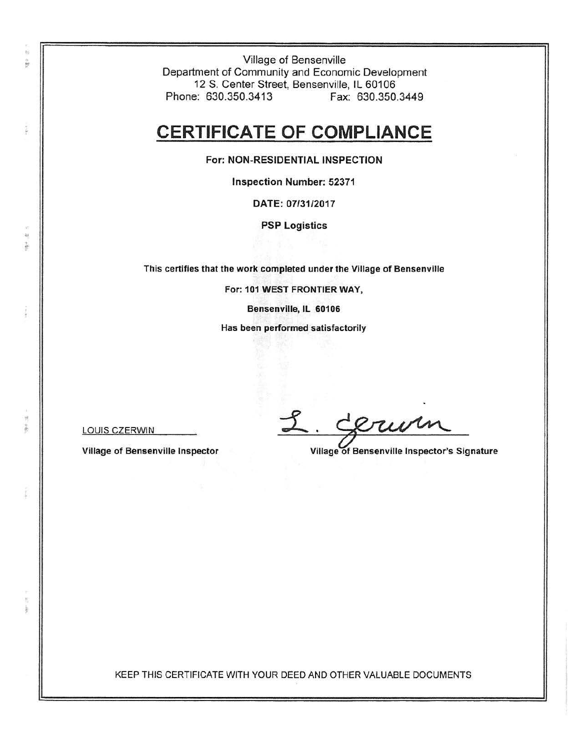Village of Bensenville
Department of Community and Economic Development
12 S. Center Street, Bensenville, IL 60106
Phone: 630.350.3413 Fax: 630.350.3449

# CERTIFICATE OF COMPLIANCE

**For: NON-RESIDENTIAL INSPECTION**

**Inspection Number: 52371**

**DATE: 07/31/2017**

**PSP Logistics**

**This certifies that the work completed under the Village of Bensenville**

**For: 101 WEST FRONTIER WAY,**

**Bensenville, IL 60106**

**Has been performed satisfactorily**

LOUIS CZERWIN

**Village of Bensenville Inspector**

L. Czerwin

**Village of Bensenville Inspector's Signature**

KEEP THIS CERTIFICATE WITH YOUR DEED AND OTHER VALUABLE DOCUMENTS